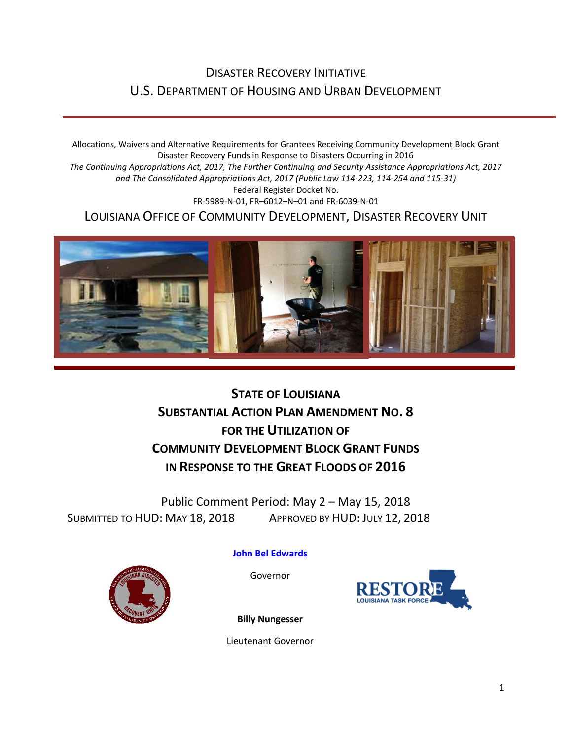# Disaster Recovery Initiative
# U.S. Department of Housing and Urban Development

Allocations, Waivers and Alternative Requirements for Grantees Receiving Community Development Block Grant Disaster Recovery Funds in Response to Disasters Occurring in 2016

*The Continuing Appropriations Act, 2017, The Further Continuing and Security Assistance Appropriations Act, 2017 and The Consolidated Appropriations Act, 2017 (Public Law 114-223, 114-254 and 115-31)*

Federal Register Docket No.

FR-5989-N-01, FR–6012–N–01 and FR-6039-N-01

## Louisiana Office of Community Development, Disaster Recovery Unit

# State of Louisiana
# Substantial Action Plan Amendment No. 8
# for the Utilization of
# Community Development Block Grant Funds
# in Response to the Great Floods of 2016

Public Comment Period: May 2 – May 15, 2018

SUBMITTED TO HUD: MAY 18, 2018 APPROVED BY HUD: JULY 12, 2018

**John Bel Edwards**

Governor

**Billy Nungesser**

Lieutenant Governor

RESTORE LOUISIANA TASK FORCE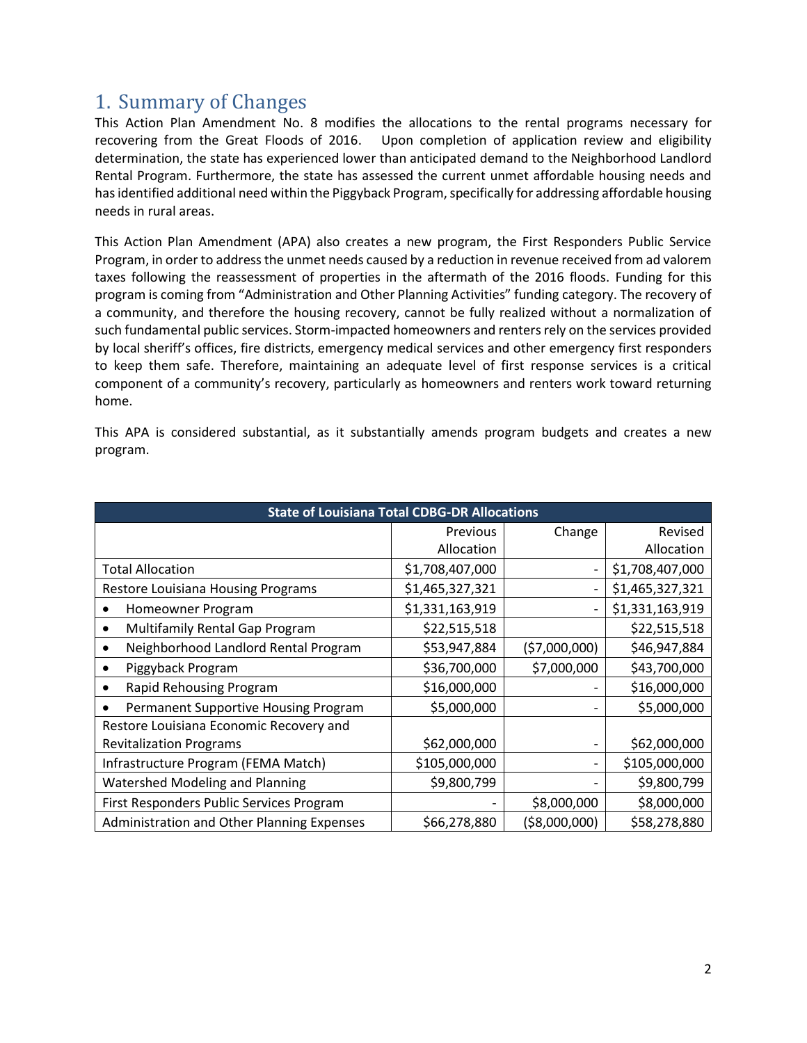## 1. Summary of Changes

This Action Plan Amendment No. 8 modifies the allocations to the rental programs necessary for recovering from the Great Floods of 2016. Upon completion of application review and eligibility determination, the state has experienced lower than anticipated demand to the Neighborhood Landlord Rental Program. Furthermore, the state has assessed the current unmet affordable housing needs and has identified additional need within the Piggyback Program, specifically for addressing affordable housing needs in rural areas.

This Action Plan Amendment (APA) also creates a new program, the First Responders Public Service Program, in order to address the unmet needs caused by a reduction in revenue received from ad valorem taxes following the reassessment of properties in the aftermath of the 2016 floods. Funding for this program is coming from "Administration and Other Planning Activities" funding category. The recovery of a community, and therefore the housing recovery, cannot be fully realized without a normalization of such fundamental public services. Storm-impacted homeowners and renters rely on the services provided by local sheriff's offices, fire districts, emergency medical services and other emergency first responders to keep them safe. Therefore, maintaining an adequate level of first response services is a critical component of a community's recovery, particularly as homeowners and renters work toward returning home.

This APA is considered substantial, as it substantially amends program budgets and creates a new program.

| State of Louisiana Total CDBG-DR Allocations | | | |
|---|---|---|---|
| | Previous Allocation | Change | Revised Allocation |
| Total Allocation | $1,708,407,000 | - | $1,708,407,000 |
| Restore Louisiana Housing Programs | $1,465,327,321 | - | $1,465,327,321 |
| • Homeowner Program | $1,331,163,919 | - | $1,331,163,919 |
| • Multifamily Rental Gap Program | $22,515,518 | | $22,515,518 |
| • Neighborhood Landlord Rental Program | $53,947,884 | ($7,000,000) | $46,947,884 |
| • Piggyback Program | $36,700,000 | $7,000,000 | $43,700,000 |
| • Rapid Rehousing Program | $16,000,000 | - | $16,000,000 |
| • Permanent Supportive Housing Program | $5,000,000 | - | $5,000,000 |
| Restore Louisiana Economic Recovery and Revitalization Programs | $62,000,000 | - | $62,000,000 |
| Infrastructure Program (FEMA Match) | $105,000,000 | - | $105,000,000 |
| Watershed Modeling and Planning | $9,800,799 | - | $9,800,799 |
| First Responders Public Services Program | - | $8,000,000 | $8,000,000 |
| Administration and Other Planning Expenses | $66,278,880 | ($8,000,000) | $58,278,880 |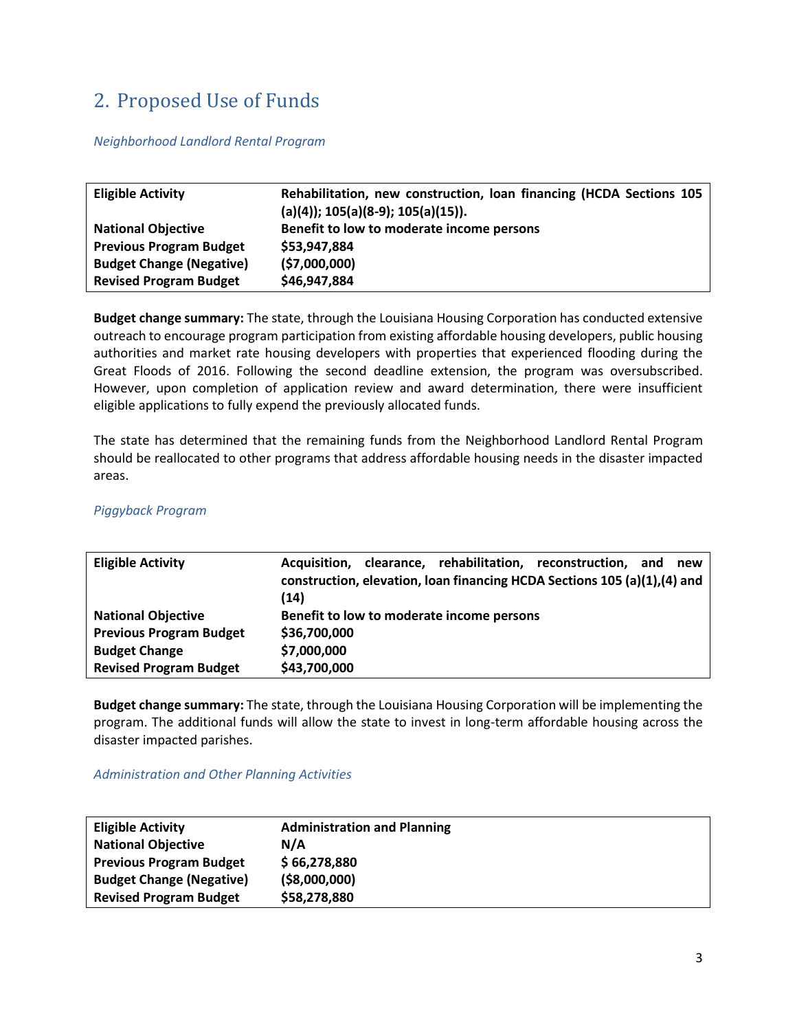## 2. Proposed Use of Funds

*Neighborhood Landlord Rental Program*

| | |
|---|---|
| **Eligible Activity** | **Rehabilitation, new construction, loan financing (HCDA Sections 105 (a)(4)); 105(a)(8-9); 105(a)(15)).** |
| **National Objective** | **Benefit to low to moderate income persons** |
| **Previous Program Budget** | **$53,947,884** |
| **Budget Change (Negative)** | **($7,000,000)** |
| **Revised Program Budget** | **$46,947,884** |

**Budget change summary:** The state, through the Louisiana Housing Corporation has conducted extensive outreach to encourage program participation from existing affordable housing developers, public housing authorities and market rate housing developers with properties that experienced flooding during the Great Floods of 2016. Following the second deadline extension, the program was oversubscribed. However, upon completion of application review and award determination, there were insufficient eligible applications to fully expend the previously allocated funds.

The state has determined that the remaining funds from the Neighborhood Landlord Rental Program should be reallocated to other programs that address affordable housing needs in the disaster impacted areas.

*Piggyback Program*

| | |
|---|---|
| **Eligible Activity** | **Acquisition, clearance, rehabilitation, reconstruction, and new construction, elevation, loan financing HCDA Sections 105 (a)(1),(4) and (14)** |
| **National Objective** | **Benefit to low to moderate income persons** |
| **Previous Program Budget** | **$36,700,000** |
| **Budget Change** | **$7,000,000** |
| **Revised Program Budget** | **$43,700,000** |

**Budget change summary:** The state, through the Louisiana Housing Corporation will be implementing the program. The additional funds will allow the state to invest in long-term affordable housing across the disaster impacted parishes.

*Administration and Other Planning Activities*

| | |
|---|---|
| **Eligible Activity** | **Administration and Planning** |
| **National Objective** | **N/A** |
| **Previous Program Budget** | **$ 66,278,880** |
| **Budget Change (Negative)** | **($8,000,000)** |
| **Revised Program Budget** | **$58,278,880** |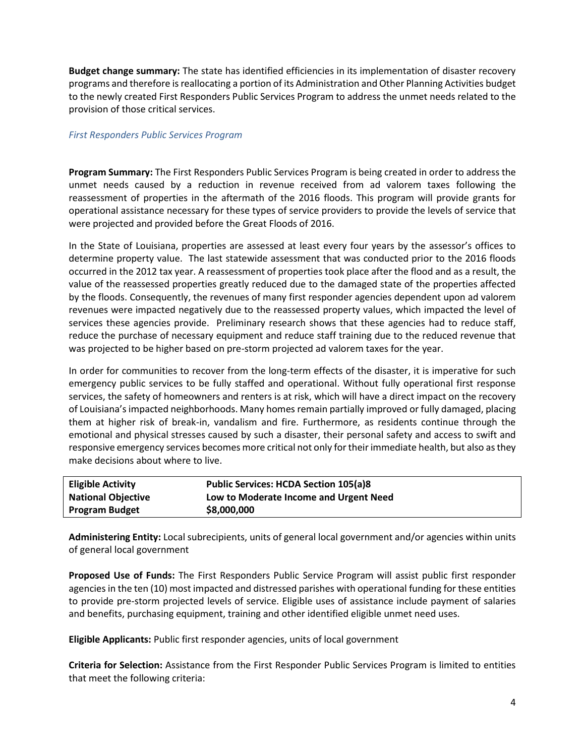**Budget change summary:** The state has identified efficiencies in its implementation of disaster recovery programs and therefore is reallocating a portion of its Administration and Other Planning Activities budget to the newly created First Responders Public Services Program to address the unmet needs related to the provision of those critical services.

### *First Responders Public Services Program*

**Program Summary:** The First Responders Public Services Program is being created in order to address the unmet needs caused by a reduction in revenue received from ad valorem taxes following the reassessment of properties in the aftermath of the 2016 floods. This program will provide grants for operational assistance necessary for these types of service providers to provide the levels of service that were projected and provided before the Great Floods of 2016.

In the State of Louisiana, properties are assessed at least every four years by the assessor's offices to determine property value. The last statewide assessment that was conducted prior to the 2016 floods occurred in the 2012 tax year. A reassessment of properties took place after the flood and as a result, the value of the reassessed properties greatly reduced due to the damaged state of the properties affected by the floods. Consequently, the revenues of many first responder agencies dependent upon ad valorem revenues were impacted negatively due to the reassessed property values, which impacted the level of services these agencies provide. Preliminary research shows that these agencies had to reduce staff, reduce the purchase of necessary equipment and reduce staff training due to the reduced revenue that was projected to be higher based on pre-storm projected ad valorem taxes for the year.

In order for communities to recover from the long-term effects of the disaster, it is imperative for such emergency public services to be fully staffed and operational. Without fully operational first response services, the safety of homeowners and renters is at risk, which will have a direct impact on the recovery of Louisiana's impacted neighborhoods. Many homes remain partially improved or fully damaged, placing them at higher risk of break-in, vandalism and fire. Furthermore, as residents continue through the emotional and physical stresses caused by such a disaster, their personal safety and access to swift and responsive emergency services becomes more critical not only for their immediate health, but also as they make decisions about where to live.

| | |
|---|---|
| **Eligible Activity** | **Public Services: HCDA Section 105(a)8** |
| **National Objective** | **Low to Moderate Income and Urgent Need** |
| **Program Budget** | **$8,000,000** |

**Administering Entity:** Local subrecipients, units of general local government and/or agencies within units of general local government

**Proposed Use of Funds:** The First Responders Public Service Program will assist public first responder agencies in the ten (10) most impacted and distressed parishes with operational funding for these entities to provide pre-storm projected levels of service. Eligible uses of assistance include payment of salaries and benefits, purchasing equipment, training and other identified eligible unmet need uses.

**Eligible Applicants:** Public first responder agencies, units of local government

**Criteria for Selection:** Assistance from the First Responder Public Services Program is limited to entities that meet the following criteria: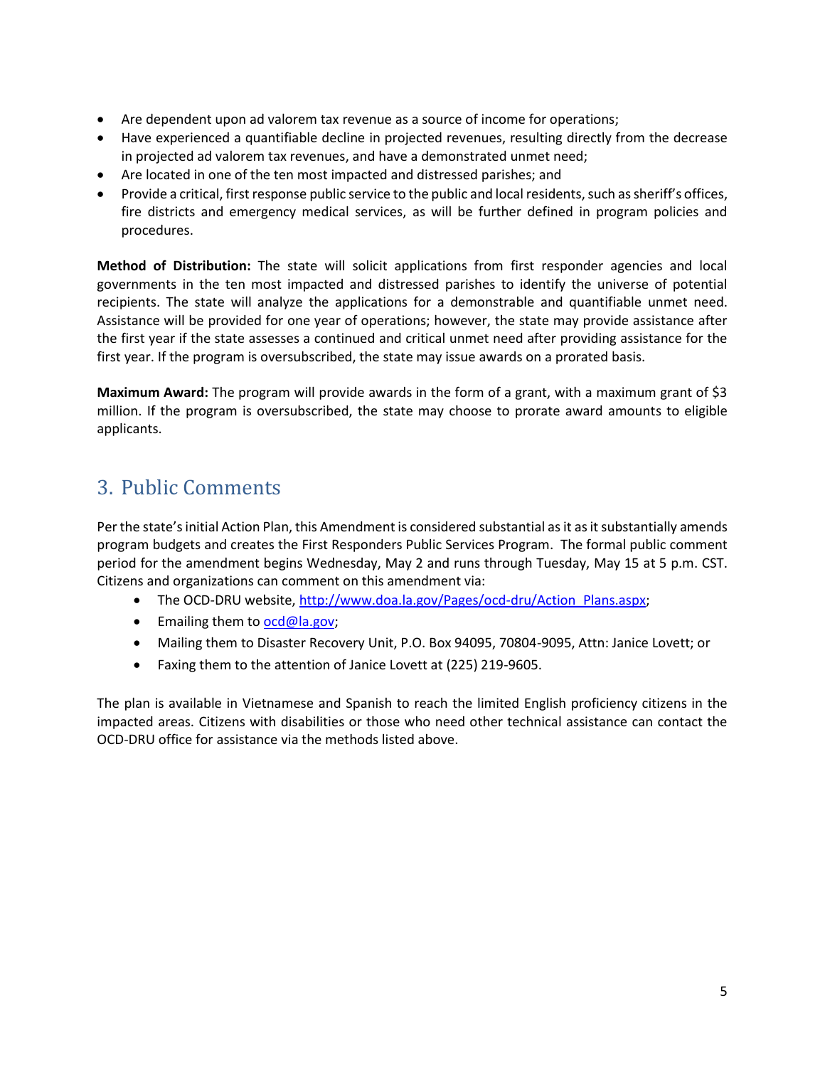- Are dependent upon ad valorem tax revenue as a source of income for operations;
- Have experienced a quantifiable decline in projected revenues, resulting directly from the decrease in projected ad valorem tax revenues, and have a demonstrated unmet need;
- Are located in one of the ten most impacted and distressed parishes; and
- Provide a critical, first response public service to the public and local residents, such as sheriff's offices, fire districts and emergency medical services, as will be further defined in program policies and procedures.

**Method of Distribution:** The state will solicit applications from first responder agencies and local governments in the ten most impacted and distressed parishes to identify the universe of potential recipients. The state will analyze the applications for a demonstrable and quantifiable unmet need. Assistance will be provided for one year of operations; however, the state may provide assistance after the first year if the state assesses a continued and critical unmet need after providing assistance for the first year. If the program is oversubscribed, the state may issue awards on a prorated basis.

**Maximum Award:** The program will provide awards in the form of a grant, with a maximum grant of $3 million. If the program is oversubscribed, the state may choose to prorate award amounts to eligible applicants.

## 3. Public Comments

Per the state's initial Action Plan, this Amendment is considered substantial as it as it substantially amends program budgets and creates the First Responders Public Services Program. The formal public comment period for the amendment begins Wednesday, May 2 and runs through Tuesday, May 15 at 5 p.m. CST. Citizens and organizations can comment on this amendment via:

- The OCD-DRU website, http://www.doa.la.gov/Pages/ocd-dru/Action_Plans.aspx;
- Emailing them to ocd@la.gov;
- Mailing them to Disaster Recovery Unit, P.O. Box 94095, 70804-9095, Attn: Janice Lovett; or
- Faxing them to the attention of Janice Lovett at (225) 219-9605.

The plan is available in Vietnamese and Spanish to reach the limited English proficiency citizens in the impacted areas. Citizens with disabilities or those who need other technical assistance can contact the OCD-DRU office for assistance via the methods listed above.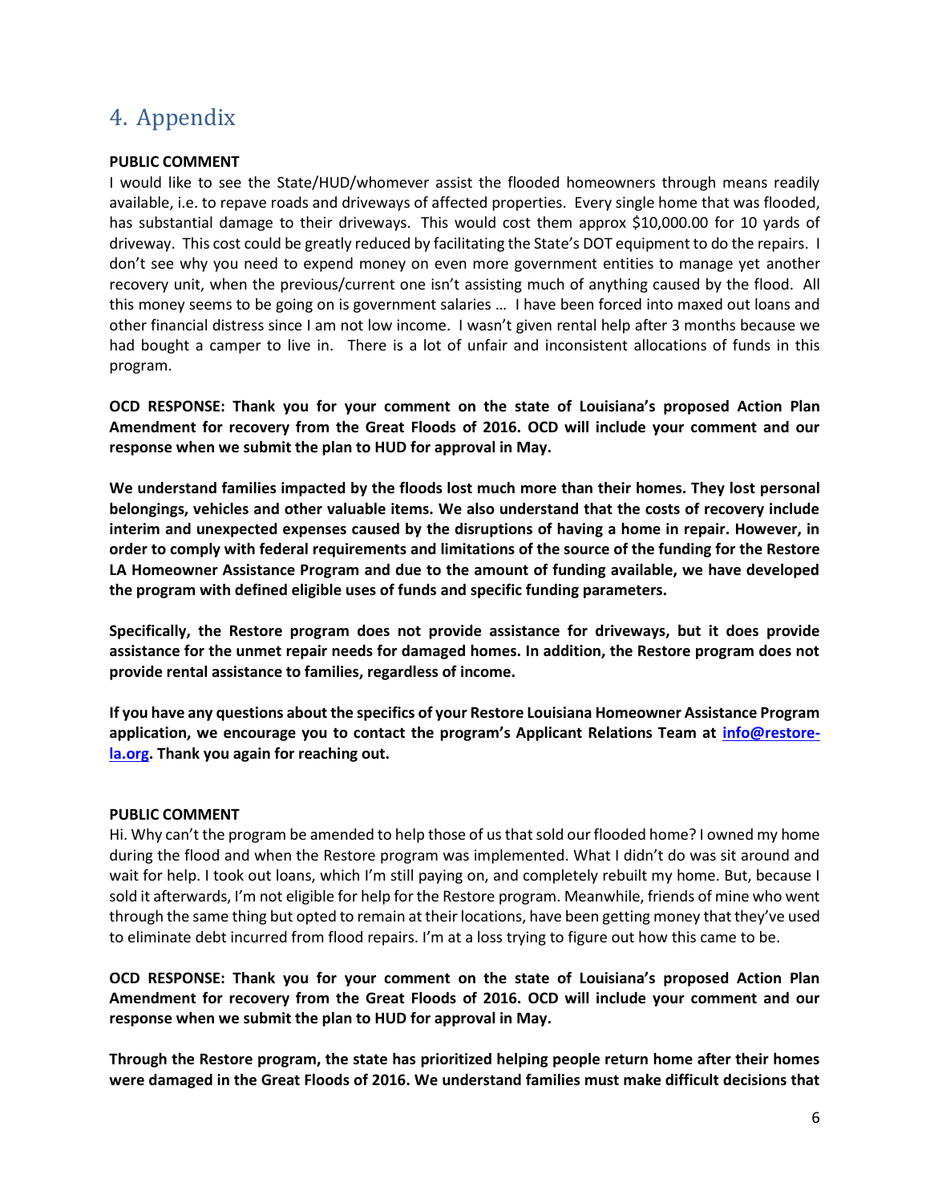# 4. Appendix

**PUBLIC COMMENT**

I would like to see the State/HUD/whomever assist the flooded homeowners through means readily available, i.e. to repave roads and driveways of affected properties. Every single home that was flooded, has substantial damage to their driveways. This would cost them approx $10,000.00 for 10 yards of driveway. This cost could be greatly reduced by facilitating the State's DOT equipment to do the repairs. I don't see why you need to expend money on even more government entities to manage yet another recovery unit, when the previous/current one isn't assisting much of anything caused by the flood. All this money seems to be going on is government salaries … I have been forced into maxed out loans and other financial distress since I am not low income. I wasn't given rental help after 3 months because we had bought a camper to live in. There is a lot of unfair and inconsistent allocations of funds in this program.

**OCD RESPONSE: Thank you for your comment on the state of Louisiana's proposed Action Plan Amendment for recovery from the Great Floods of 2016. OCD will include your comment and our response when we submit the plan to HUD for approval in May.**

**We understand families impacted by the floods lost much more than their homes. They lost personal belongings, vehicles and other valuable items. We also understand that the costs of recovery include interim and unexpected expenses caused by the disruptions of having a home in repair. However, in order to comply with federal requirements and limitations of the source of the funding for the Restore LA Homeowner Assistance Program and due to the amount of funding available, we have developed the program with defined eligible uses of funds and specific funding parameters.**

**Specifically, the Restore program does not provide assistance for driveways, but it does provide assistance for the unmet repair needs for damaged homes. In addition, the Restore program does not provide rental assistance to families, regardless of income.**

**If you have any questions about the specifics of your Restore Louisiana Homeowner Assistance Program application, we encourage you to contact the program's Applicant Relations Team at [info@restore-la.org](mailto:info@restore-la.org). Thank you again for reaching out.**

**PUBLIC COMMENT**

Hi. Why can't the program be amended to help those of us that sold our flooded home? I owned my home during the flood and when the Restore program was implemented. What I didn't do was sit around and wait for help. I took out loans, which I'm still paying on, and completely rebuilt my home. But, because I sold it afterwards, I'm not eligible for help for the Restore program. Meanwhile, friends of mine who went through the same thing but opted to remain at their locations, have been getting money that they've used to eliminate debt incurred from flood repairs. I'm at a loss trying to figure out how this came to be.

**OCD RESPONSE: Thank you for your comment on the state of Louisiana's proposed Action Plan Amendment for recovery from the Great Floods of 2016. OCD will include your comment and our response when we submit the plan to HUD for approval in May.**

**Through the Restore program, the state has prioritized helping people return home after their homes were damaged in the Great Floods of 2016. We understand families must make difficult decisions that**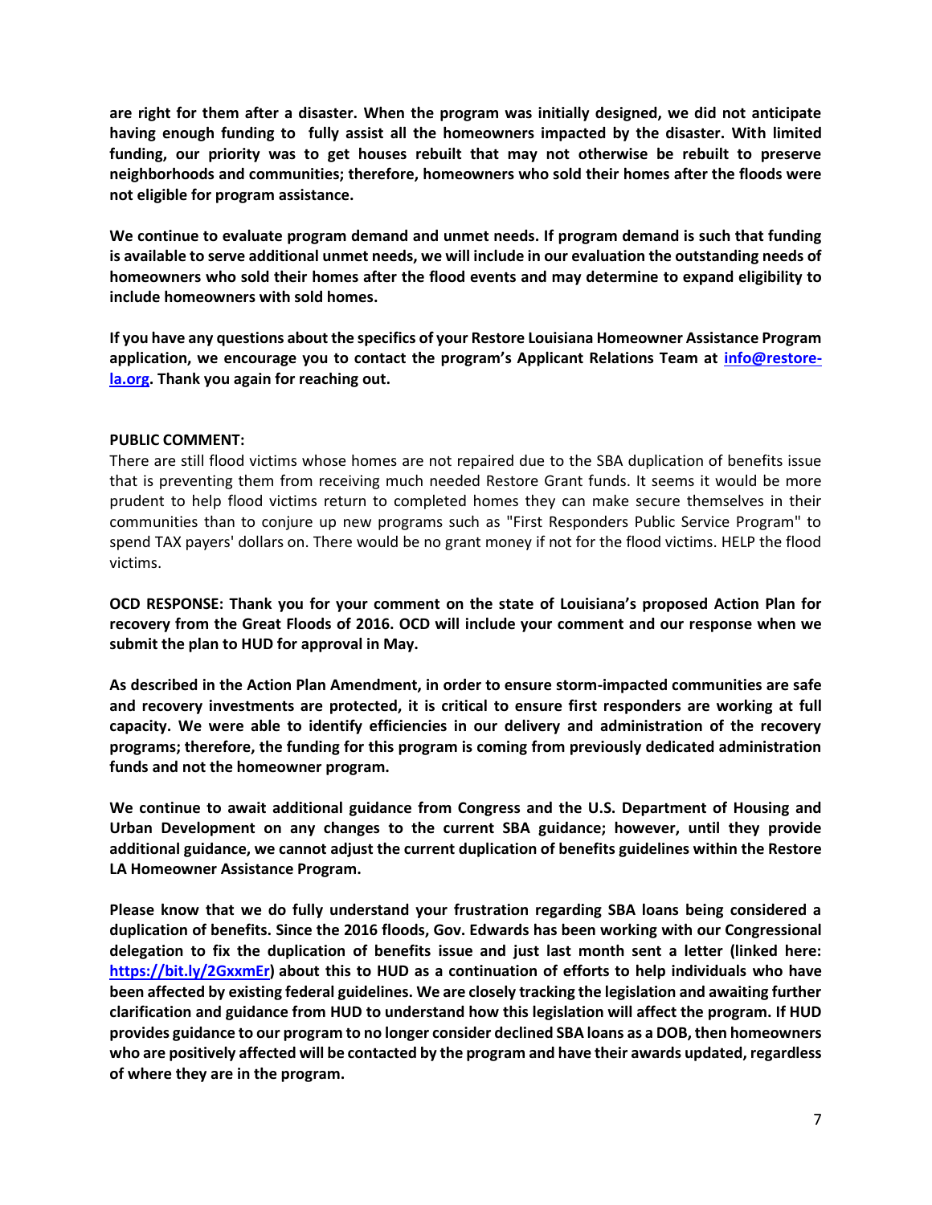**are right for them after a disaster. When the program was initially designed, we did not anticipate having enough funding to fully assist all the homeowners impacted by the disaster. With limited funding, our priority was to get houses rebuilt that may not otherwise be rebuilt to preserve neighborhoods and communities; therefore, homeowners who sold their homes after the floods were not eligible for program assistance.**

**We continue to evaluate program demand and unmet needs. If program demand is such that funding is available to serve additional unmet needs, we will include in our evaluation the outstanding needs of homeowners who sold their homes after the flood events and may determine to expand eligibility to include homeowners with sold homes.**

**If you have any questions about the specifics of your Restore Louisiana Homeowner Assistance Program application, we encourage you to contact the program's Applicant Relations Team at [info@restore-la.org](mailto:info@restore-la.org). Thank you again for reaching out.**

**PUBLIC COMMENT:**

There are still flood victims whose homes are not repaired due to the SBA duplication of benefits issue that is preventing them from receiving much needed Restore Grant funds. It seems it would be more prudent to help flood victims return to completed homes they can make secure themselves in their communities than to conjure up new programs such as "First Responders Public Service Program" to spend TAX payers' dollars on. There would be no grant money if not for the flood victims. HELP the flood victims.

**OCD RESPONSE: Thank you for your comment on the state of Louisiana's proposed Action Plan for recovery from the Great Floods of 2016. OCD will include your comment and our response when we submit the plan to HUD for approval in May.**

**As described in the Action Plan Amendment, in order to ensure storm-impacted communities are safe and recovery investments are protected, it is critical to ensure first responders are working at full capacity. We were able to identify efficiencies in our delivery and administration of the recovery programs; therefore, the funding for this program is coming from previously dedicated administration funds and not the homeowner program.**

**We continue to await additional guidance from Congress and the U.S. Department of Housing and Urban Development on any changes to the current SBA guidance; however, until they provide additional guidance, we cannot adjust the current duplication of benefits guidelines within the Restore LA Homeowner Assistance Program.**

**Please know that we do fully understand your frustration regarding SBA loans being considered a duplication of benefits. Since the 2016 floods, Gov. Edwards has been working with our Congressional delegation to fix the duplication of benefits issue and just last month sent a letter (linked here: [https://bit.ly/2GxxmEr](https://bit.ly/2GxxmEr)) about this to HUD as a continuation of efforts to help individuals who have been affected by existing federal guidelines. We are closely tracking the legislation and awaiting further clarification and guidance from HUD to understand how this legislation will affect the program. If HUD provides guidance to our program to no longer consider declined SBA loans as a DOB, then homeowners who are positively affected will be contacted by the program and have their awards updated, regardless of where they are in the program.**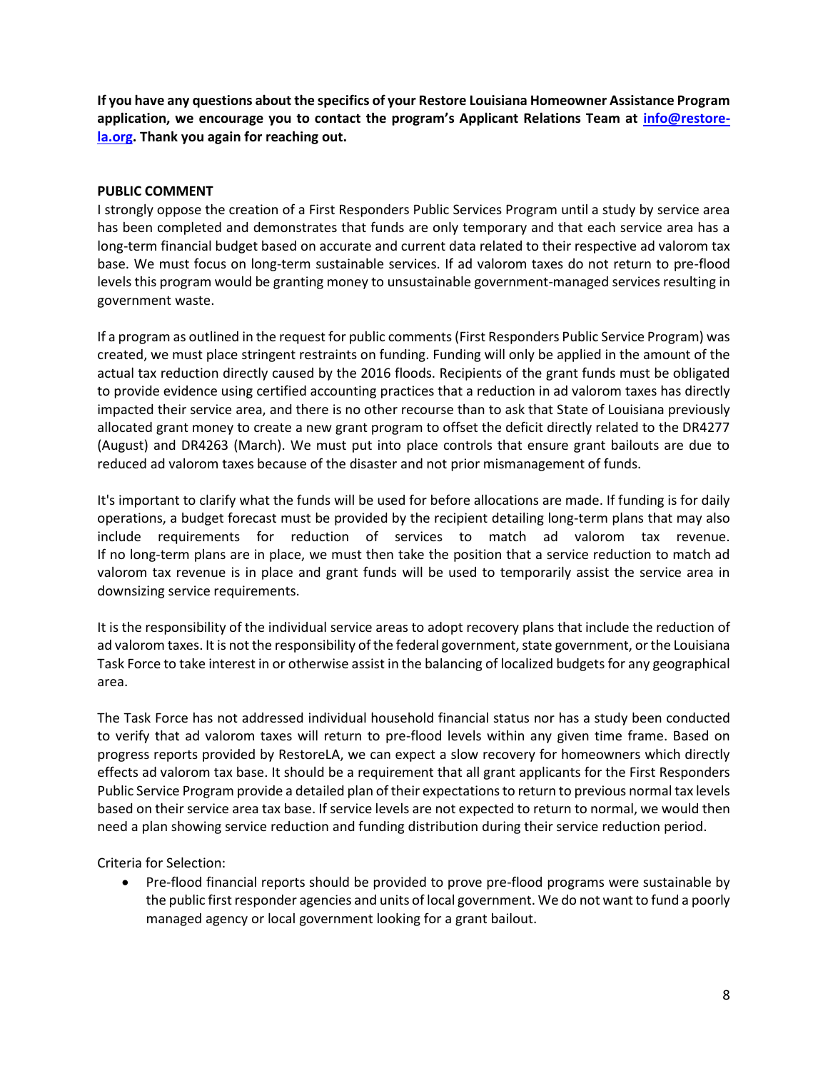**If you have any questions about the specifics of your Restore Louisiana Homeowner Assistance Program application, we encourage you to contact the program's Applicant Relations Team at [info@restore-la.org](mailto:info@restore-la.org). Thank you again for reaching out.**

**PUBLIC COMMENT**

I strongly oppose the creation of a First Responders Public Services Program until a study by service area has been completed and demonstrates that funds are only temporary and that each service area has a long-term financial budget based on accurate and current data related to their respective ad valorom tax base. We must focus on long-term sustainable services. If ad valorom taxes do not return to pre-flood levels this program would be granting money to unsustainable government-managed services resulting in government waste.

If a program as outlined in the request for public comments (First Responders Public Service Program) was created, we must place stringent restraints on funding. Funding will only be applied in the amount of the actual tax reduction directly caused by the 2016 floods. Recipients of the grant funds must be obligated to provide evidence using certified accounting practices that a reduction in ad valorom taxes has directly impacted their service area, and there is no other recourse than to ask that State of Louisiana previously allocated grant money to create a new grant program to offset the deficit directly related to the DR4277 (August) and DR4263 (March). We must put into place controls that ensure grant bailouts are due to reduced ad valorom taxes because of the disaster and not prior mismanagement of funds.

It's important to clarify what the funds will be used for before allocations are made. If funding is for daily operations, a budget forecast must be provided by the recipient detailing long-term plans that may also include requirements for reduction of services to match ad valorom tax revenue. If no long-term plans are in place, we must then take the position that a service reduction to match ad valorom tax revenue is in place and grant funds will be used to temporarily assist the service area in downsizing service requirements.

It is the responsibility of the individual service areas to adopt recovery plans that include the reduction of ad valorom taxes. It is not the responsibility of the federal government, state government, or the Louisiana Task Force to take interest in or otherwise assist in the balancing of localized budgets for any geographical area.

The Task Force has not addressed individual household financial status nor has a study been conducted to verify that ad valorom taxes will return to pre-flood levels within any given time frame. Based on progress reports provided by RestoreLA, we can expect a slow recovery for homeowners which directly effects ad valorom tax base. It should be a requirement that all grant applicants for the First Responders Public Service Program provide a detailed plan of their expectations to return to previous normal tax levels based on their service area tax base. If service levels are not expected to return to normal, we would then need a plan showing service reduction and funding distribution during their service reduction period.

Criteria for Selection:

- Pre-flood financial reports should be provided to prove pre-flood programs were sustainable by the public first responder agencies and units of local government. We do not want to fund a poorly managed agency or local government looking for a grant bailout.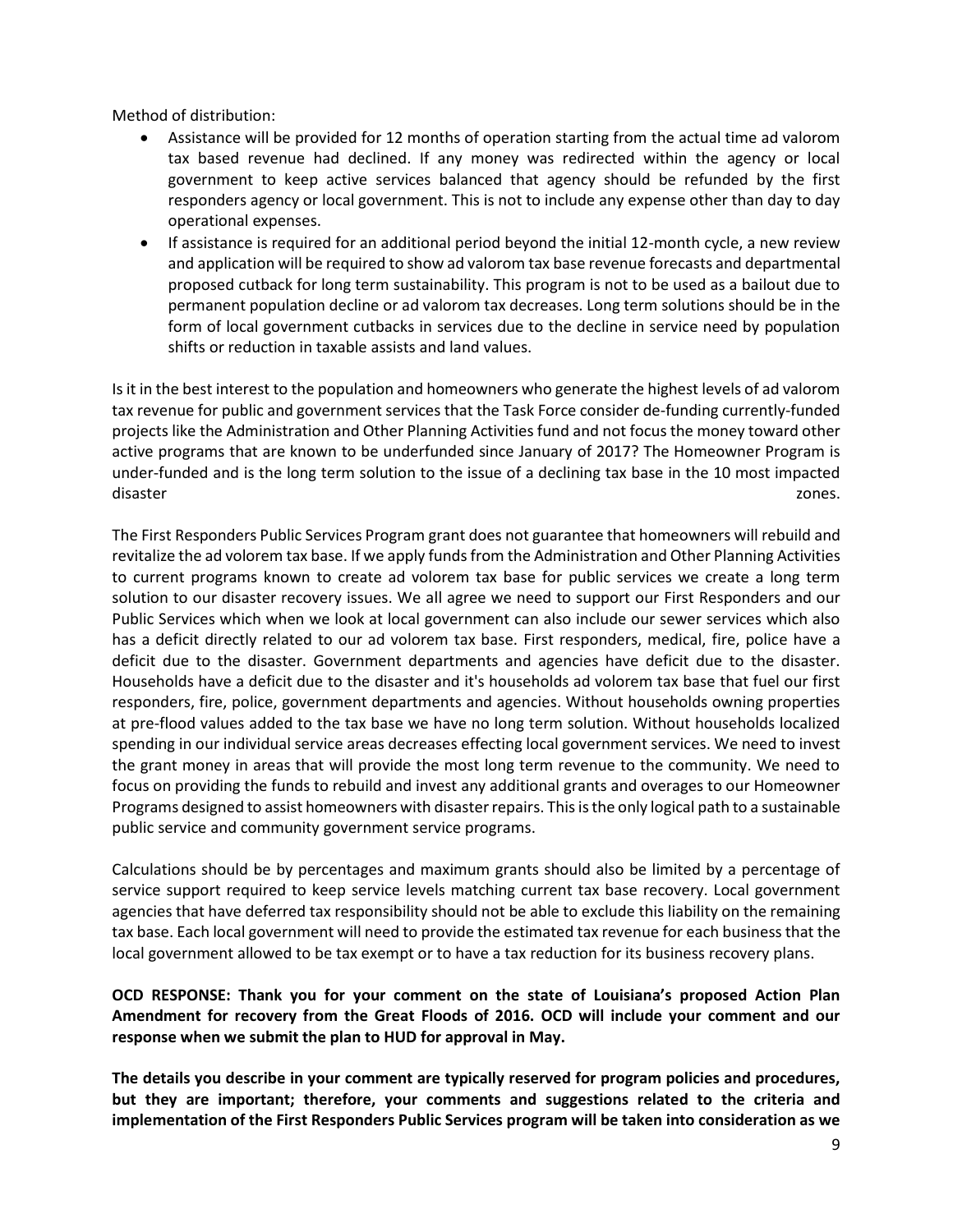Method of distribution:

- Assistance will be provided for 12 months of operation starting from the actual time ad valorom tax based revenue had declined. If any money was redirected within the agency or local government to keep active services balanced that agency should be refunded by the first responders agency or local government. This is not to include any expense other than day to day operational expenses.
- If assistance is required for an additional period beyond the initial 12-month cycle, a new review and application will be required to show ad valorom tax base revenue forecasts and departmental proposed cutback for long term sustainability. This program is not to be used as a bailout due to permanent population decline or ad valorom tax decreases. Long term solutions should be in the form of local government cutbacks in services due to the decline in service need by population shifts or reduction in taxable assists and land values.

Is it in the best interest to the population and homeowners who generate the highest levels of ad valorom tax revenue for public and government services that the Task Force consider de-funding currently-funded projects like the Administration and Other Planning Activities fund and not focus the money toward other active programs that are known to be underfunded since January of 2017? The Homeowner Program is under-funded and is the long term solution to the issue of a declining tax base in the 10 most impacted disaster zones.

The First Responders Public Services Program grant does not guarantee that homeowners will rebuild and revitalize the ad volorem tax base. If we apply funds from the Administration and Other Planning Activities to current programs known to create ad volorem tax base for public services we create a long term solution to our disaster recovery issues. We all agree we need to support our First Responders and our Public Services which when we look at local government can also include our sewer services which also has a deficit directly related to our ad volorem tax base. First responders, medical, fire, police have a deficit due to the disaster. Government departments and agencies have deficit due to the disaster. Households have a deficit due to the disaster and it's households ad volorem tax base that fuel our first responders, fire, police, government departments and agencies. Without households owning properties at pre-flood values added to the tax base we have no long term solution. Without households localized spending in our individual service areas decreases effecting local government services. We need to invest the grant money in areas that will provide the most long term revenue to the community. We need to focus on providing the funds to rebuild and invest any additional grants and overages to our Homeowner Programs designed to assist homeowners with disaster repairs. This is the only logical path to a sustainable public service and community government service programs.

Calculations should be by percentages and maximum grants should also be limited by a percentage of service support required to keep service levels matching current tax base recovery. Local government agencies that have deferred tax responsibility should not be able to exclude this liability on the remaining tax base. Each local government will need to provide the estimated tax revenue for each business that the local government allowed to be tax exempt or to have a tax reduction for its business recovery plans.

**OCD RESPONSE: Thank you for your comment on the state of Louisiana's proposed Action Plan Amendment for recovery from the Great Floods of 2016. OCD will include your comment and our response when we submit the plan to HUD for approval in May.**

**The details you describe in your comment are typically reserved for program policies and procedures, but they are important; therefore, your comments and suggestions related to the criteria and implementation of the First Responders Public Services program will be taken into consideration as we**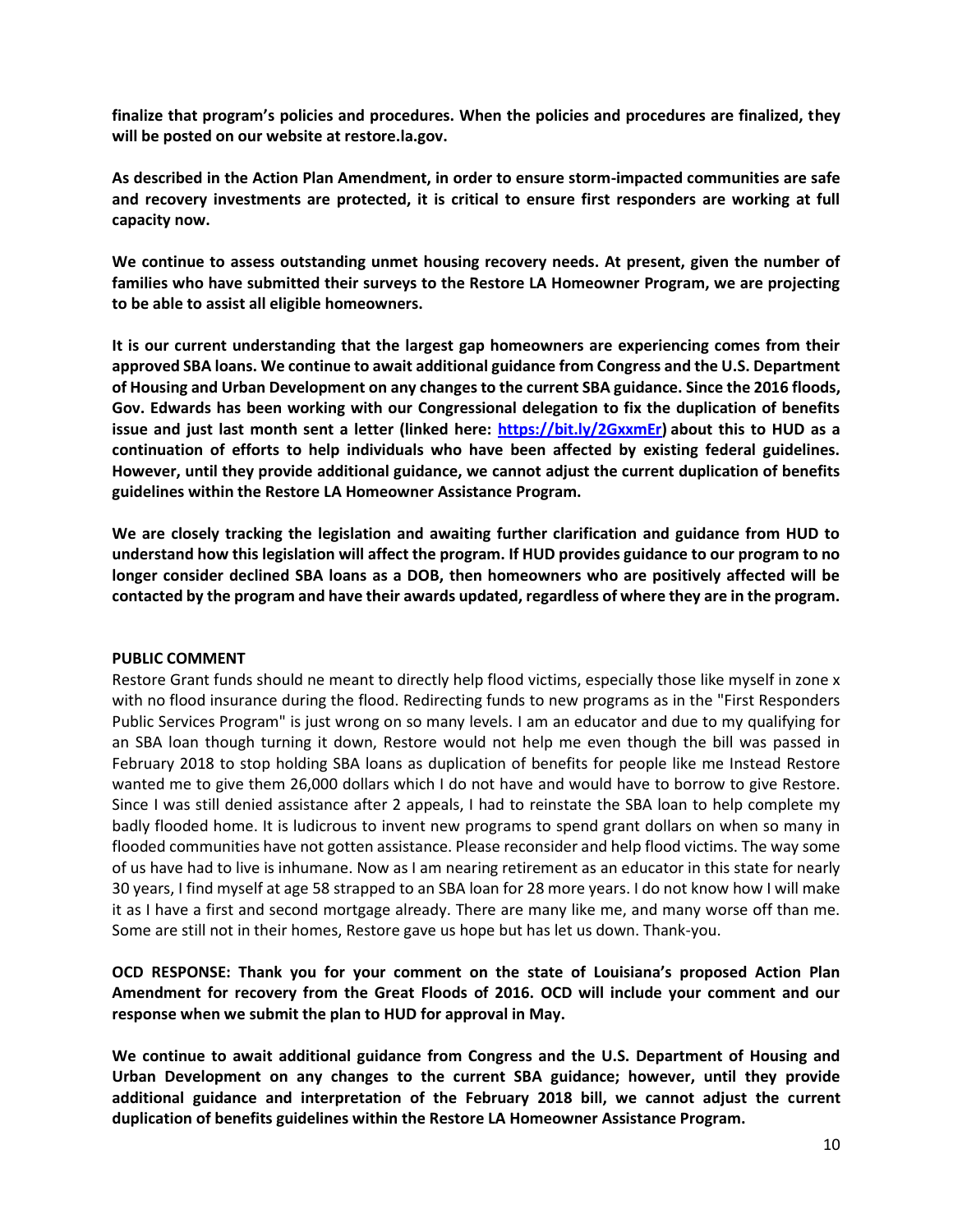**finalize that program's policies and procedures. When the policies and procedures are finalized, they will be posted on our website at restore.la.gov.**

**As described in the Action Plan Amendment, in order to ensure storm-impacted communities are safe and recovery investments are protected, it is critical to ensure first responders are working at full capacity now.**

**We continue to assess outstanding unmet housing recovery needs. At present, given the number of families who have submitted their surveys to the Restore LA Homeowner Program, we are projecting to be able to assist all eligible homeowners.**

**It is our current understanding that the largest gap homeowners are experiencing comes from their approved SBA loans. We continue to await additional guidance from Congress and the U.S. Department of Housing and Urban Development on any changes to the current SBA guidance. Since the 2016 floods, Gov. Edwards has been working with our Congressional delegation to fix the duplication of benefits issue and just last month sent a letter (linked here: [https://bit.ly/2GxxmEr](https://bit.ly/2GxxmEr)) about this to HUD as a continuation of efforts to help individuals who have been affected by existing federal guidelines. However, until they provide additional guidance, we cannot adjust the current duplication of benefits guidelines within the Restore LA Homeowner Assistance Program.**

**We are closely tracking the legislation and awaiting further clarification and guidance from HUD to understand how this legislation will affect the program. If HUD provides guidance to our program to no longer consider declined SBA loans as a DOB, then homeowners who are positively affected will be contacted by the program and have their awards updated, regardless of where they are in the program.**

**PUBLIC COMMENT**

Restore Grant funds should ne meant to directly help flood victims, especially those like myself in zone x with no flood insurance during the flood. Redirecting funds to new programs as in the "First Responders Public Services Program" is just wrong on so many levels. I am an educator and due to my qualifying for an SBA loan though turning it down, Restore would not help me even though the bill was passed in February 2018 to stop holding SBA loans as duplication of benefits for people like me Instead Restore wanted me to give them 26,000 dollars which I do not have and would have to borrow to give Restore. Since I was still denied assistance after 2 appeals, I had to reinstate the SBA loan to help complete my badly flooded home. It is ludicrous to invent new programs to spend grant dollars on when so many in flooded communities have not gotten assistance. Please reconsider and help flood victims. The way some of us have had to live is inhumane. Now as I am nearing retirement as an educator in this state for nearly 30 years, I find myself at age 58 strapped to an SBA loan for 28 more years. I do not know how I will make it as I have a first and second mortgage already. There are many like me, and many worse off than me. Some are still not in their homes, Restore gave us hope but has let us down. Thank-you.

**OCD RESPONSE: Thank you for your comment on the state of Louisiana's proposed Action Plan Amendment for recovery from the Great Floods of 2016. OCD will include your comment and our response when we submit the plan to HUD for approval in May.**

**We continue to await additional guidance from Congress and the U.S. Department of Housing and Urban Development on any changes to the current SBA guidance; however, until they provide additional guidance and interpretation of the February 2018 bill, we cannot adjust the current duplication of benefits guidelines within the Restore LA Homeowner Assistance Program.**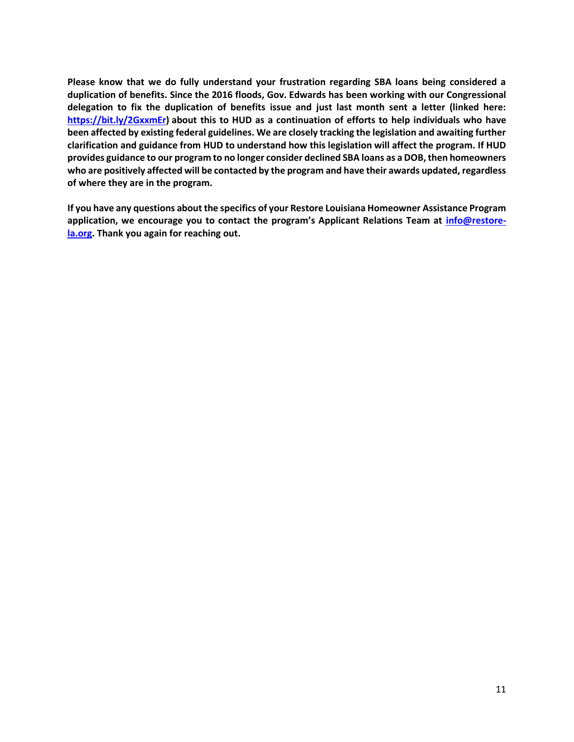**Please know that we do fully understand your frustration regarding SBA loans being considered a duplication of benefits. Since the 2016 floods, Gov. Edwards has been working with our Congressional delegation to fix the duplication of benefits issue and just last month sent a letter (linked here: [https://bit.ly/2GxxmEr](https://bit.ly/2GxxmEr)) about this to HUD as a continuation of efforts to help individuals who have been affected by existing federal guidelines. We are closely tracking the legislation and awaiting further clarification and guidance from HUD to understand how this legislation will affect the program. If HUD provides guidance to our program to no longer consider declined SBA loans as a DOB, then homeowners who are positively affected will be contacted by the program and have their awards updated, regardless of where they are in the program.**

**If you have any questions about the specifics of your Restore Louisiana Homeowner Assistance Program application, we encourage you to contact the program's Applicant Relations Team at [info@restore-la.org](mailto:info@restore-la.org). Thank you again for reaching out.**